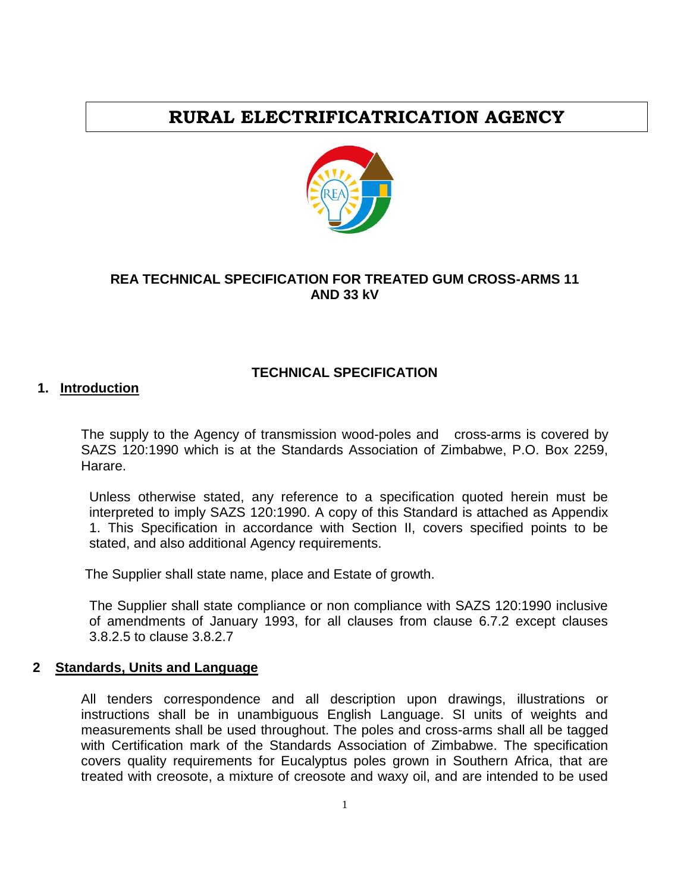# RURAL ELECTRIFICATRICATION AGENCY

**REA TECHNICAL SPECIFICATION FOR TREATED GUM CROSS-ARMS 11 AND 33 kV**

**TECHNICAL SPECIFICATION**

## 1. Introduction

The supply to the Agency of transmission wood-poles and cross-arms is covered by SAZS 120:1990 which is at the Standards Association of Zimbabwe, P.O. Box 2259, Harare.

Unless otherwise stated, any reference to a specification quoted herein must be interpreted to imply SAZS 120:1990. A copy of this Standard is attached as Appendix 1. This Specification in accordance with Section II, covers specified points to be stated, and also additional Agency requirements.

The Supplier shall state name, place and Estate of growth.

The Supplier shall state compliance or non compliance with SAZS 120:1990 inclusive of amendments of January 1993, for all clauses from clause 6.7.2 except clauses 3.8.2.5 to clause 3.8.2.7

## 2 Standards, Units and Language

All tenders correspondence and all description upon drawings, illustrations or instructions shall be in unambiguous English Language. SI units of weights and measurements shall be used throughout. The poles and cross-arms shall all be tagged with Certification mark of the Standards Association of Zimbabwe. The specification covers quality requirements for Eucalyptus poles grown in Southern Africa, that are treated with creosote, a mixture of creosote and waxy oil, and are intended to be used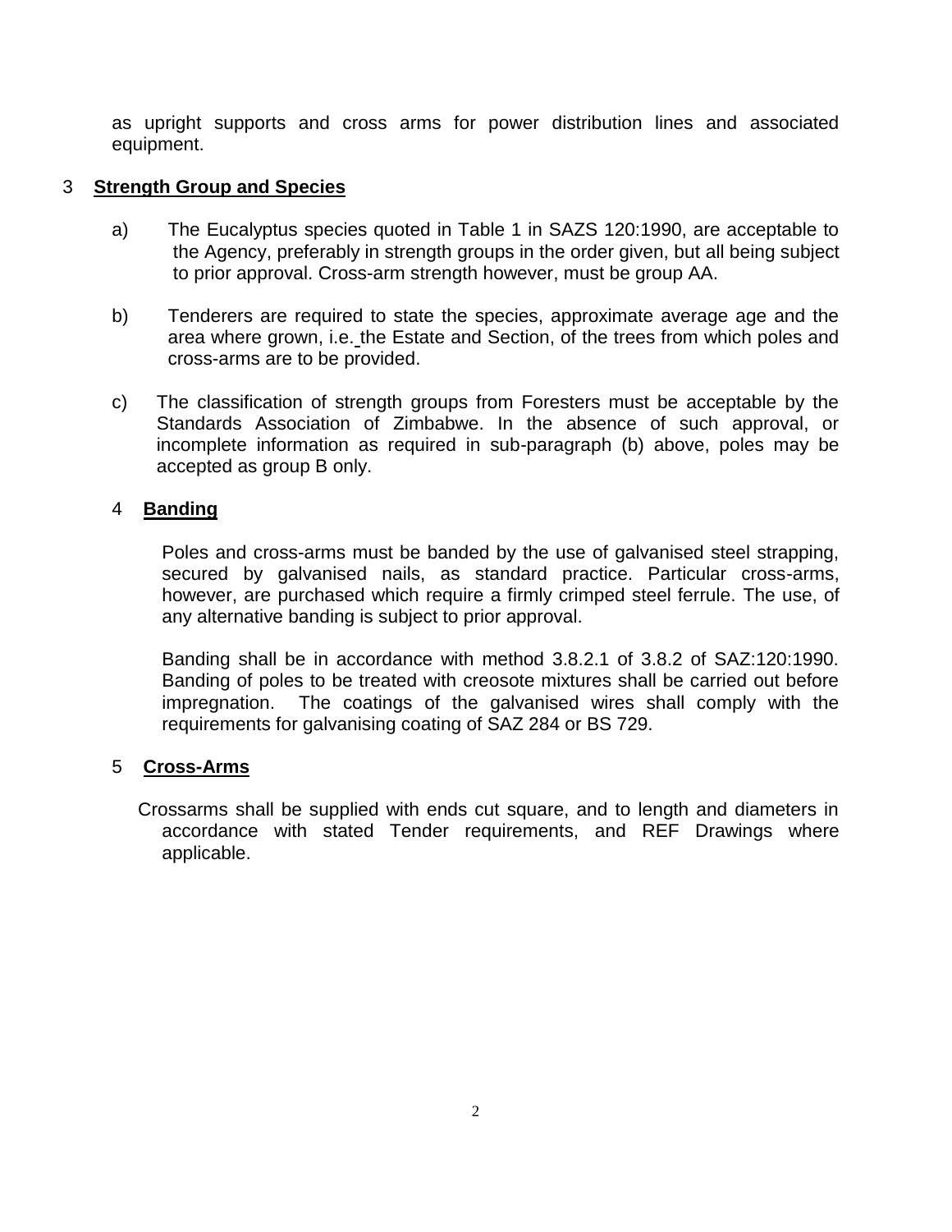as upright supports and cross arms for power distribution lines and associated equipment.

## 3 Strength Group and Species

a) The Eucalyptus species quoted in Table 1 in SAZS 120:1990, are acceptable to the Agency, preferably in strength groups in the order given, but all being subject to prior approval. Cross-arm strength however, must be group AA.

b) Tenderers are required to state the species, approximate average age and the area where grown, i.e. the Estate and Section, of the trees from which poles and cross-arms are to be provided.

c) The classification of strength groups from Foresters must be acceptable by the Standards Association of Zimbabwe. In the absence of such approval, or incomplete information as required in sub-paragraph (b) above, poles may be accepted as group B only.

## 4 Banding

Poles and cross-arms must be banded by the use of galvanised steel strapping, secured by galvanised nails, as standard practice. Particular cross-arms, however, are purchased which require a firmly crimped steel ferrule. The use, of any alternative banding is subject to prior approval.

Banding shall be in accordance with method 3.8.2.1 of 3.8.2 of SAZ:120:1990. Banding of poles to be treated with creosote mixtures shall be carried out before impregnation. The coatings of the galvanised wires shall comply with the requirements for galvanising coating of SAZ 284 or BS 729.

## 5 Cross-Arms

Crossarms shall be supplied with ends cut square, and to length and diameters in accordance with stated Tender requirements, and REF Drawings where applicable.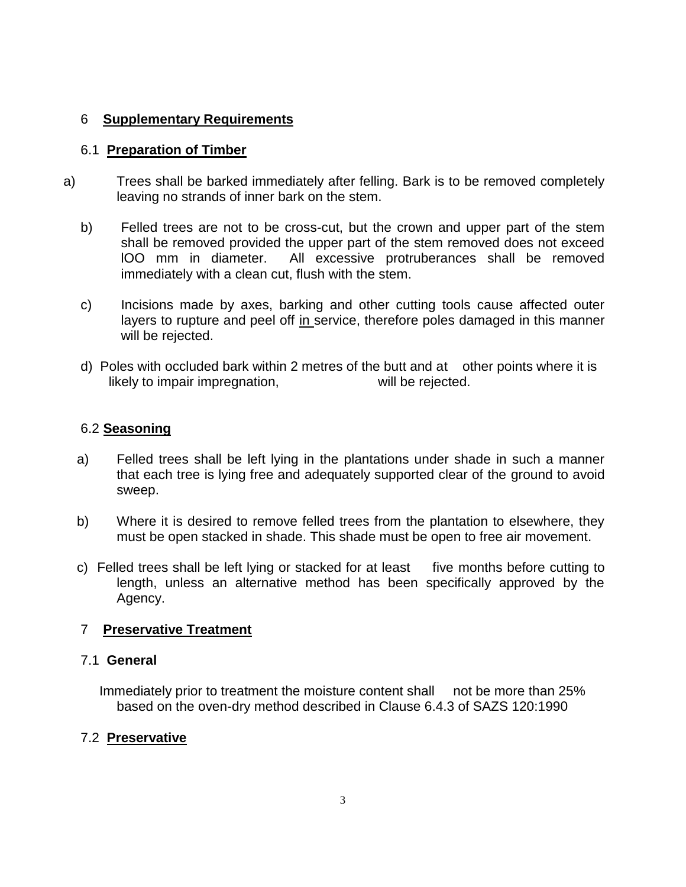## 6 Supplementary Requirements

### 6.1 Preparation of Timber

a) Trees shall be barked immediately after felling. Bark is to be removed completely leaving no strands of inner bark on the stem.

b) Felled trees are not to be cross-cut, but the crown and upper part of the stem shall be removed provided the upper part of the stem removed does not exceed lOO mm in diameter. All excessive protruberances shall be removed immediately with a clean cut, flush with the stem.

c) Incisions made by axes, barking and other cutting tools cause affected outer layers to rupture and peel off in service, therefore poles damaged in this manner will be rejected.

d) Poles with occluded bark within 2 metres of the butt and at other points where it is likely to impair impregnation, will be rejected.

### 6.2 Seasoning

a) Felled trees shall be left lying in the plantations under shade in such a manner that each tree is lying free and adequately supported clear of the ground to avoid sweep.

b) Where it is desired to remove felled trees from the plantation to elsewhere, they must be open stacked in shade. This shade must be open to free air movement.

c) Felled trees shall be left lying or stacked for at least five months before cutting to length, unless an alternative method has been specifically approved by the Agency.

## 7 Preservative Treatment

### 7.1 General

Immediately prior to treatment the moisture content shall not be more than 25% based on the oven-dry method described in Clause 6.4.3 of SAZS 120:1990

### 7.2 Preservative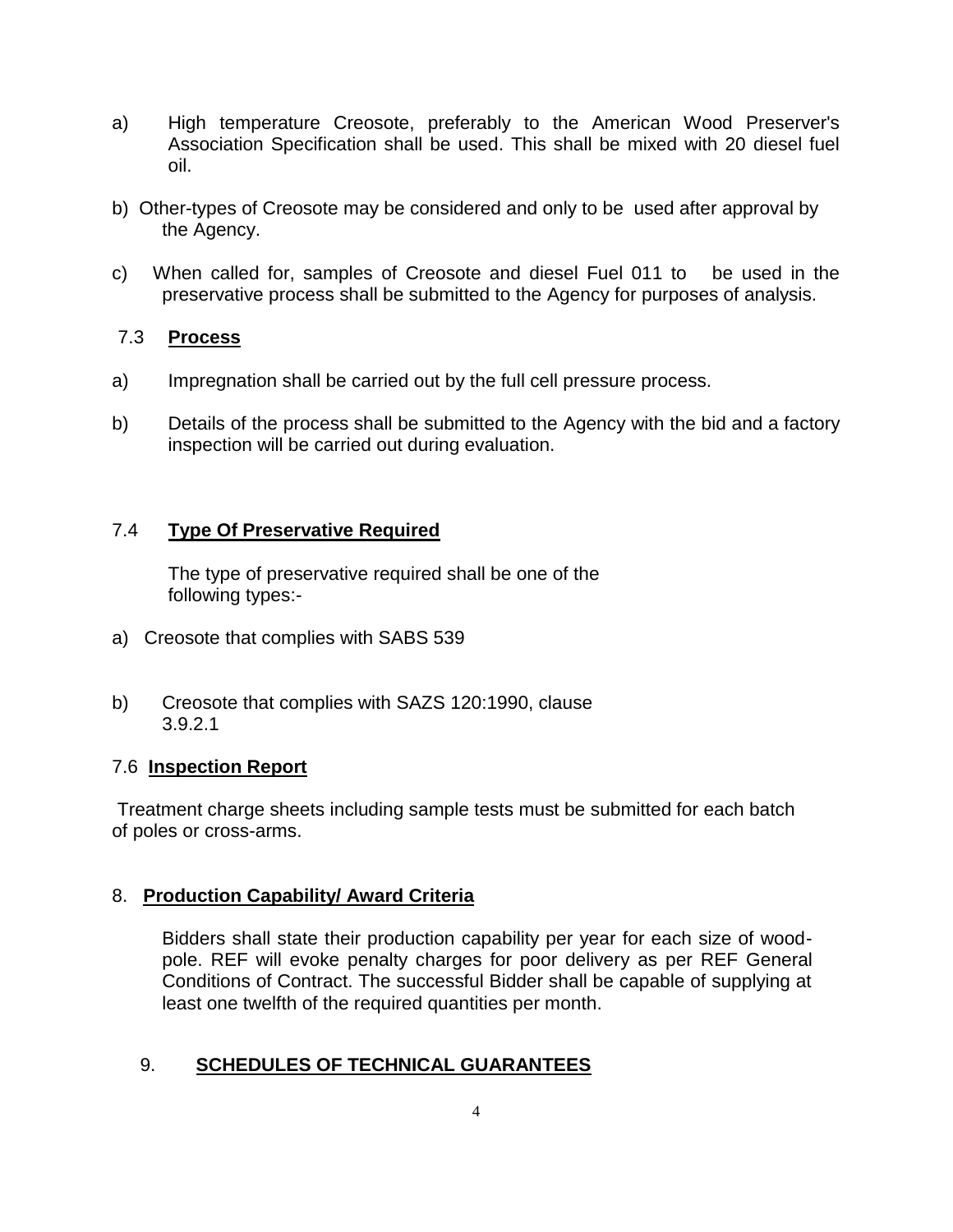a) High temperature Creosote, preferably to the American Wood Preserver's Association Specification shall be used. This shall be mixed with 20 diesel fuel oil.

b) Other-types of Creosote may be considered and only to be used after approval by the Agency.

c) When called for, samples of Creosote and diesel Fuel 011 to be used in the preservative process shall be submitted to the Agency for purposes of analysis.

### 7.3 **Process**

a) Impregnation shall be carried out by the full cell pressure process.

b) Details of the process shall be submitted to the Agency with the bid and a factory inspection will be carried out during evaluation.

### 7.4 **Type Of Preservative Required**

The type of preservative required shall be one of the following types:-

a) Creosote that complies with SABS 539

b) Creosote that complies with SAZS 120:1990, clause 3.9.2.1

### 7.6 **Inspection Report**

Treatment charge sheets including sample tests must be submitted for each batch of poles or cross-arms.

## 8. **Production Capability/ Award Criteria**

Bidders shall state their production capability per year for each size of wood-pole. REF will evoke penalty charges for poor delivery as per REF General Conditions of Contract. The successful Bidder shall be capable of supplying at least one twelfth of the required quantities per month.

## 9. **SCHEDULES OF TECHNICAL GUARANTEES**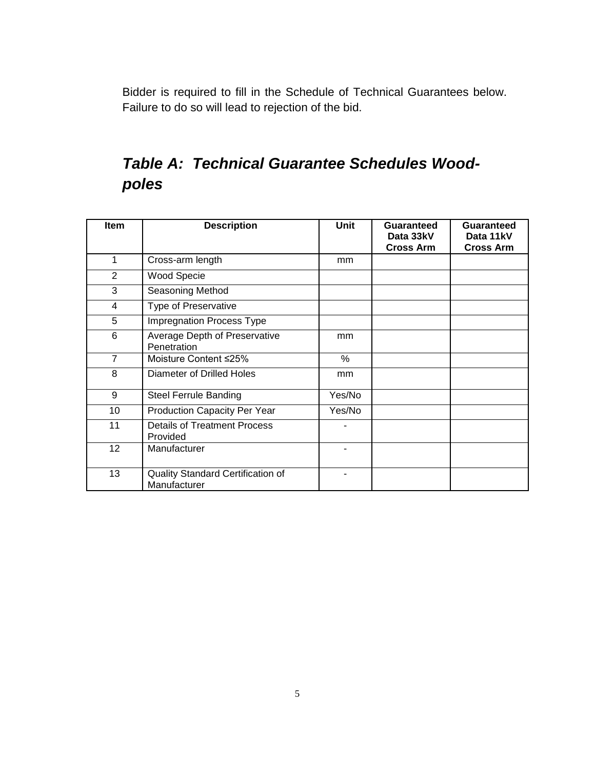Bidder is required to fill in the Schedule of Technical Guarantees below. Failure to do so will lead to rejection of the bid.

## *Table A: Technical Guarantee Schedules Wood-poles*

| Item | Description | Unit | Guaranteed Data 33kV Cross Arm | Guaranteed Data 11kV Cross Arm |
|---|---|---|---|---|
| 1 | Cross-arm length | mm | | |
| 2 | Wood Specie | | | |
| 3 | Seasoning Method | | | |
| 4 | Type of Preservative | | | |
| 5 | Impregnation Process Type | | | |
| 6 | Average Depth of Preservative Penetration | mm | | |
| 7 | Moisture Content ≤25% | % | | |
| 8 | Diameter of Drilled Holes | mm | | |
| 9 | Steel Ferrule Banding | Yes/No | | |
| 10 | Production Capacity Per Year | Yes/No | | |
| 11 | Details of Treatment Process Provided | - | | |
| 12 | Manufacturer | - | | |
| 13 | Quality Standard Certification of Manufacturer | - | | |